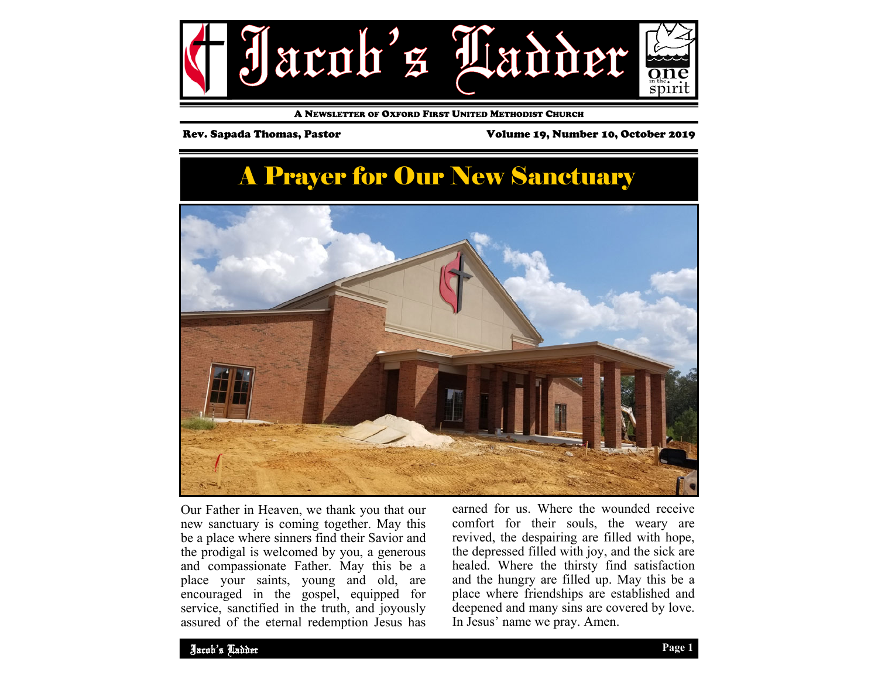# Jacob's Ladder

A NEWSLETTER OF OXFORD FIRST UNITED METHODIST CHURCH

**Rev. Sapada Thomas, Pastor** — **Volume 19, Number 10, October 2019**

## A Prayer for Our New Sanctuary

Our Father in Heaven, we thank you that our new sanctuary is coming together. May this be a place where sinners find their Savior and the prodigal is welcomed by you, a generous and compassionate Father. May this be a place your saints, young and old, are encouraged in the gospel, equipped for service, sanctified in the truth, and joyously assured of the eternal redemption Jesus has earned for us. Where the wounded receive comfort for their souls, the weary are revived, the despairing are filled with hope, the depressed filled with joy, and the sick are healed. Where the thirsty find satisfaction and the hungry are filled up. May this be a place where friendships are established and deepened and many sins are covered by love. In Jesus' name we pray. Amen.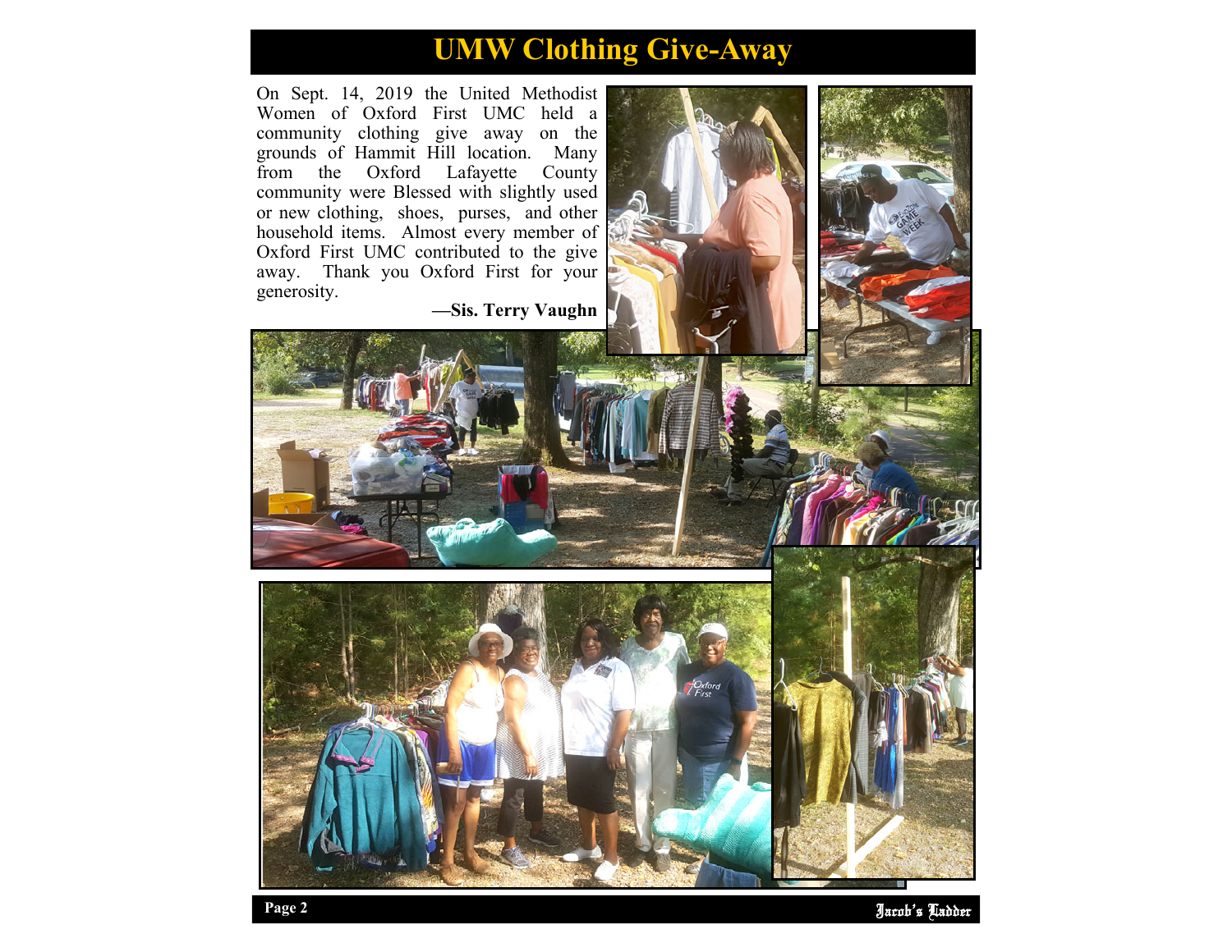# UMW Clothing Give-Away

On Sept. 14, 2019 the United Methodist Women of Oxford First UMC held a community clothing give away on the grounds of Hammit Hill location. Many from the Oxford Lafayette County community were Blessed with slightly used or new clothing, shoes, purses, and other household items. Almost every member of Oxford First UMC contributed to the give away. Thank you Oxford First for your generosity.

**—Sis. Terry Vaughn**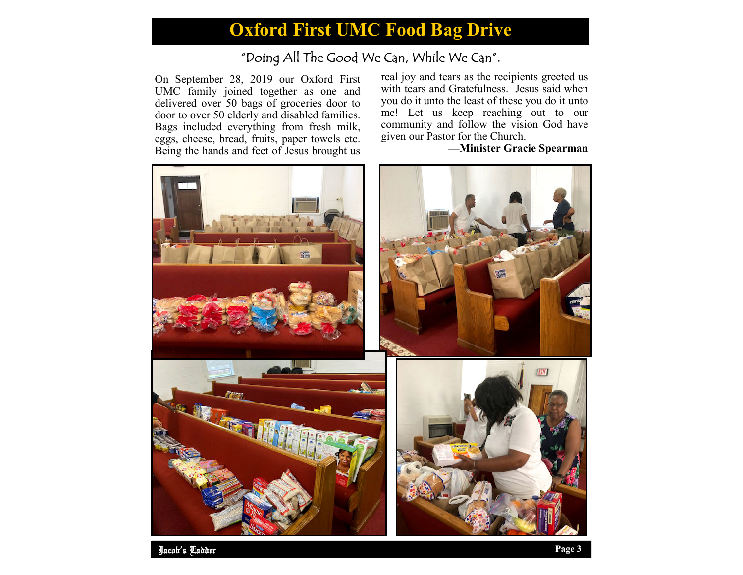# Oxford First UMC Food Bag Drive

*"Doing All The Good We Can, While We Can".*

On September 28, 2019 our Oxford First UMC family joined together as one and delivered over 50 bags of groceries door to door to over 50 elderly and disabled families. Bags included everything from fresh milk, eggs, cheese, bread, fruits, paper towels etc. Being the hands and feet of Jesus brought us real joy and tears as the recipients greeted us with tears and Gratefulness. Jesus said when you do it unto the least of these you do it unto me! Let us keep reaching out to our community and follow the vision God have given our Pastor for the Church.

**—Minister Gracie Spearman**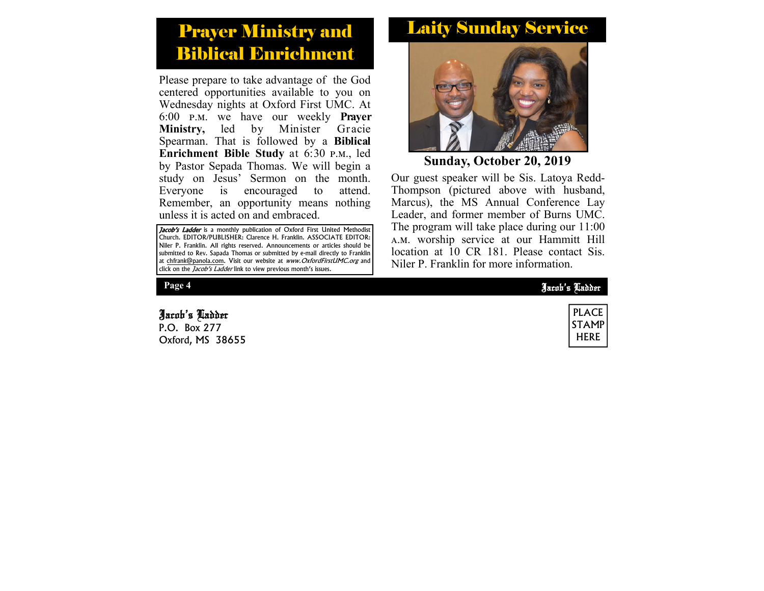## Prayer Ministry and Biblical Enrichment

Please prepare to take advantage of the God centered opportunities available to you on Wednesday nights at Oxford First UMC. At 6:00 P.M. we have our weekly **Prayer Ministry,** led by Minister Gracie Spearman. That is followed by a **Biblical Enrichment Bible Study** at 6:30 P.M., led by Pastor Sepada Thomas. We will begin a study on Jesus' Sermon on the month. Everyone is encouraged to attend. Remember, an opportunity means nothing unless it is acted on and embraced.

*Jacob's Ladder* is a monthly publication of Oxford First United Methodist Church. EDITOR/PUBLISHER: Clarence H. Franklin. ASSOCIATE EDITOR: Niler P. Franklin. All rights reserved. Announcements or articles should be submitted to Rev. Sapada Thomas or submitted by e-mail directly to Franklin at chfrank@panola.com. Visit our website at *www.OxfordFirstUMC.org* and click on the *Jacob's Ladder* link to view previous month's issues.

## Laity Sunday Service

**Sunday, October 20, 2019**

Our guest speaker will be Sis. Latoya Redd-Thompson (pictured above with husband, Marcus), the MS Annual Conference Lay Leader, and former member of Burns UMC. The program will take place during our 11:00 A.M. worship service at our Hammitt Hill location at 10 CR 181. Please contact Sis. Niler P. Franklin for more information.

Jacob's Ladder
P.O. Box 277
Oxford, MS 38655

PLACE STAMP HERE